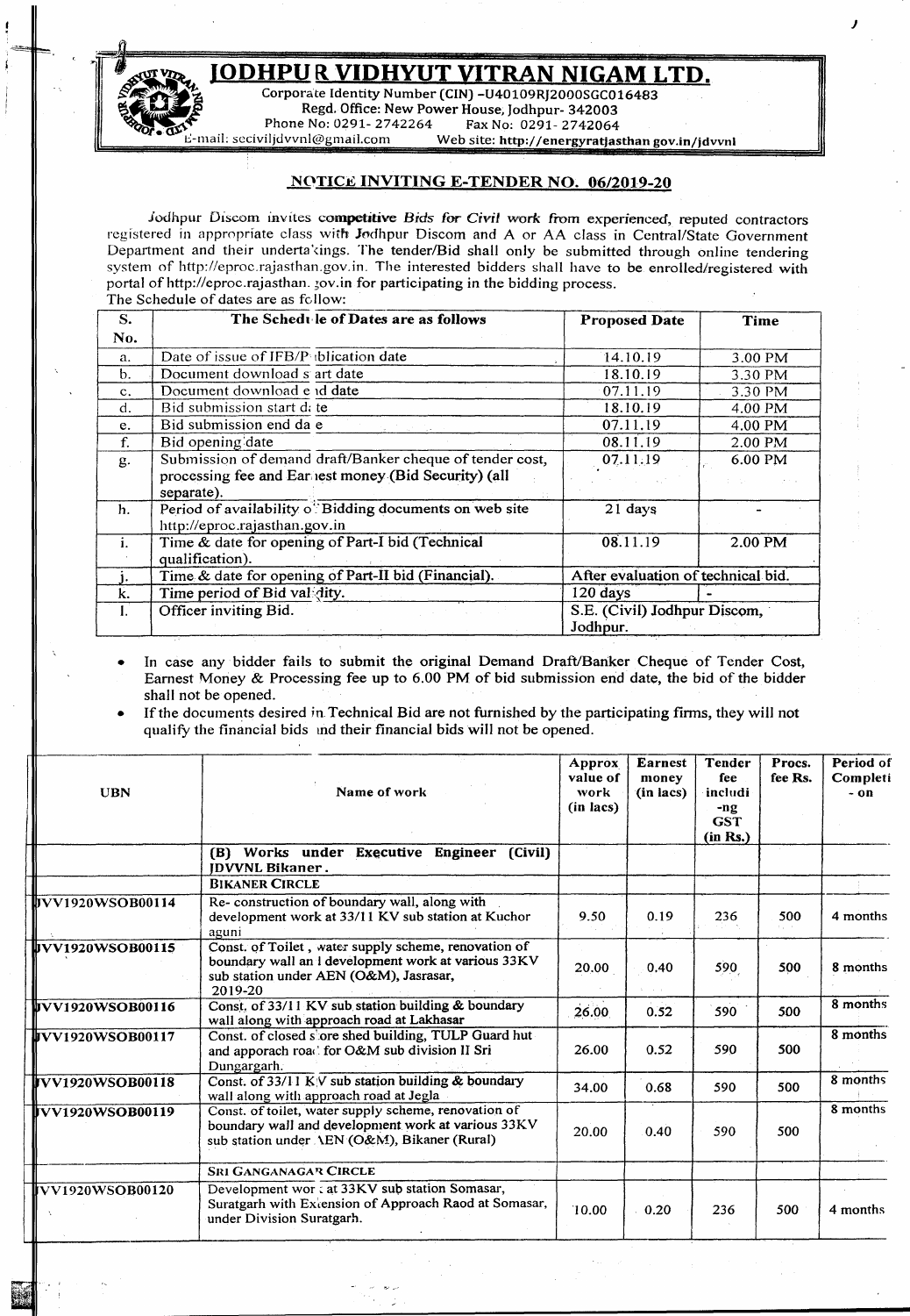# JODHPUR VIDHYUT VITRAN NIGAM LTD.

Corporate Identity Number (CIN) –U40109RJ2000SGC016483
Regd. Office: New Power House, Jodhpur- 342003
Phone No: 0291- 2742264 Fax No: 0291- 2742064
E-mail: sceviljdvvnl@gmail.com Web site: http://energyratjasthan gov.in/jdvvnl

## NOTICE INVITING E-TENDER NO. 06/2019-20

Jodhpur Discom invites competitive Bids for Civil work from experienced, reputed contractors registered in appropriate class with Jodhpur Discom and A or AA class in Central/State Government Department and their undertakings. The tender/Bid shall only be submitted through online tendering system of http://eproc.rajasthan.gov.in. The interested bidders shall have to be enrolled/registered with portal of http://eproc.rajasthan.gov.in for participating in the bidding process.

The Schedule of dates are as follow:

| S. No. | The Schedule of Dates are as follows | Proposed Date | Time |
|---|---|---|---|
| a. | Date of issue of IFB/Publication date | 14.10.19 | 3.00 PM |
| b. | Document download start date | 18.10.19 | 3.30 PM |
| c. | Document download end date | 07.11.19 | 3.30 PM |
| d. | Bid submission start date | 18.10.19 | 4.00 PM |
| e. | Bid submission end date | 07.11.19 | 4.00 PM |
| f. | Bid opening date | 08.11.19 | 2.00 PM |
| g. | Submission of demand draft/Banker cheque of tender cost, processing fee and Earnest money (Bid Security) (all separate). | 07.11.19 | 6.00 PM |
| h. | Period of availability of Bidding documents on web site http://eproc.rajasthan.gov.in | 21 days | - |
| i. | Time & date for opening of Part-I bid (Technical qualification). | 08.11.19 | 2.00 PM |
| j. | Time & date for opening of Part-II bid (Financial). | After evaluation of technical bid. | |
| k. | Time period of Bid validity. | 120 days | - |
| l. | Officer inviting Bid. | S.E. (Civil) Jodhpur Discom, Jodhpur. | |

- In case any bidder fails to submit the original Demand Draft/Banker Cheque of Tender Cost, Earnest Money & Processing fee up to 6.00 PM of bid submission end date, the bid of the bidder shall not be opened.
- If the documents desired in Technical Bid are not furnished by the participating firms, they will not qualify the financial bids and their financial bids will not be opened.

| UBN | Name of work | Approx value of work (in lacs) | Earnest money (in lacs) | Tender fee including GST (in Rs.) | Procs. fee Rs. | Period of Completion |
|---|---|---|---|---|---|---|
| | **(B) Works under Executive Engineer (Civil) JDVVNL Bikaner.** | | | | | |
| | **BIKANER CIRCLE** | | | | | |
| JVV1920WSOB00114 | Re- construction of boundary wall, along with development work at 33/11 KV sub station at Kuchor aguni | 9.50 | 0.19 | 236 | 500 | 4 months |
| JVV1920WSOB00115 | Const. of Toilet, water supply scheme, renovation of boundary wall and development work at various 33KV sub station under AEN (O&M), Jasrasar, 2019-20 | 20.00 | 0.40 | 590 | 500 | 8 months |
| JVV1920WSOB00116 | Const. of 33/11 KV sub station building & boundary wall along with approach road at Lakhasar | 26.00 | 0.52 | 590 | 500 | 8 months |
| JVV1920WSOB00117 | Const. of closed store shed building, TULP Guard hut and apporach road for O&M sub division II Sri Dungargarh. | 26.00 | 0.52 | 590 | 500 | 8 months |
| JVV1920WSOB00118 | Const. of 33/11 KV sub station building & boundary wall along with approach road at Jegla | 34.00 | 0.68 | 590 | 500 | 8 months |
| JVV1920WSOB00119 | Const. of toilet, water supply scheme, renovation of boundary wall and development work at various 33KV sub station under AEN (O&M), Bikaner (Rural) | 20.00 | 0.40 | 590 | 500 | 8 months |
| | **SRI GANGANAGAR CIRCLE** | | | | | |
| JVV1920WSOB00120 | Development work at 33KV sub station Somasar, Suratgarh with Extension of Approach Raod at Somasar, under Division Suratgarh. | 10.00 | 0.20 | 236 | 500 | 4 months |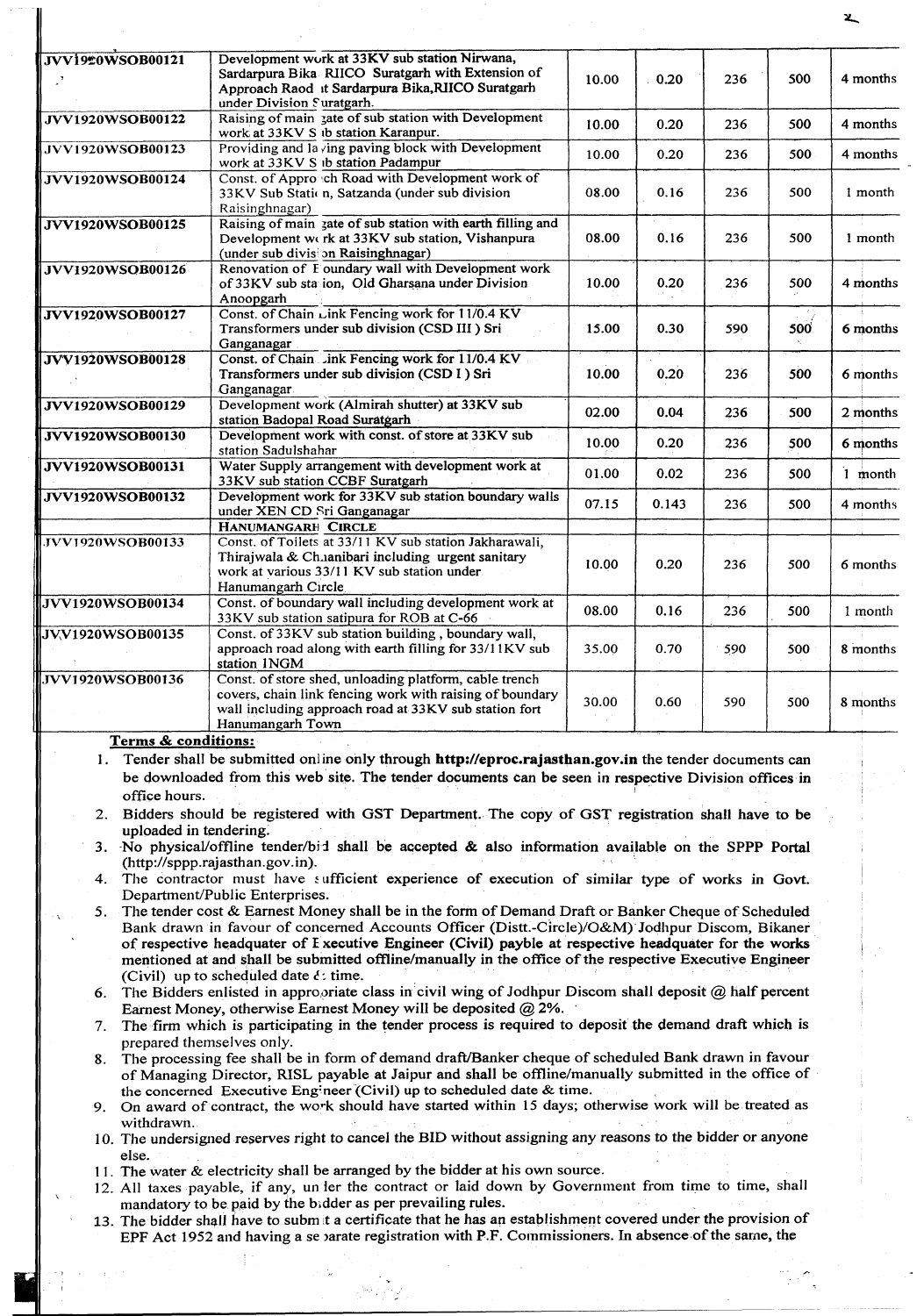| | | | | | | |
|---|---|---|---|---|---|---|
| JVV1920WSOB00121 | Development work at 33KV sub station Nirwana, Sardarpura Bika RIICO Suratgarh with Extension of Approach Raod at Sardarpura Bika,RIICO Suratgarh under Division Suratgarh. | 10.00 | 0.20 | 236 | 500 | 4 months |
| JVV1920WSOB00122 | Raising of main gate of sub station with Development work at 33KV Sub station Karanpur. | 10.00 | 0.20 | 236 | 500 | 4 months |
| JVV1920WSOB00123 | Providing and laying paving block with Development work at 33KV Sub station Padampur | 10.00 | 0.20 | 236 | 500 | 4 months |
| JVV1920WSOB00124 | Const. of Approach Road with Development work of 33KV Sub Station, Satzanda (under sub division Raisinghnagar) | 08.00 | 0.16 | 236 | 500 | 1 month |
| JVV1920WSOB00125 | Raising of main gate of sub station with earth filling and Development work at 33KV sub station, Vishanpura (under sub division Raisinghnagar) | 08.00 | 0.16 | 236 | 500 | 1 month |
| JVV1920WSOB00126 | Renovation of Boundary wall with Development work of 33KV sub station, Old Gharsana under Division Anoopgarh | 10.00 | 0.20 | 236 | 500 | 4 months |
| JVV1920WSOB00127 | Const. of Chain Link Fencing work for 11/0.4 KV Transformers under sub division (CSD III ) Sri Ganganagar | 15.00 | 0.30 | 590 | 500 | 6 months |
| JVV1920WSOB00128 | Const. of Chain Link Fencing work for 11/0.4 KV Transformers under sub division (CSD I ) Sri Ganganagar | 10.00 | 0.20 | 236 | 500 | 6 months |
| JVV1920WSOB00129 | Development work (Almirah shutter) at 33KV sub station Badopal Road Suratgarh | 02.00 | 0.04 | 236 | 500 | 2 months |
| JVV1920WSOB00130 | Development work with const. of store at 33KV sub station Sadulshahar | 10.00 | 0.20 | 236 | 500 | 6 months |
| JVV1920WSOB00131 | Water Supply arrangement with development work at 33KV sub station CCBF Suratgarh | 01.00 | 0.02 | 236 | 500 | 1 month |
| JVV1920WSOB00132 | Development work for 33KV sub station boundary walls under XEN CD Sri Ganganagar | 07.15 | 0.143 | 236 | 500 | 4 months |
| | **HANUMANGARH CIRCLE** | | | | | |
| JVV1920WSOB00133 | Const. of Toilets at 33/11 KV sub station Jakharawali, Thirajwala & Chhanibari including urgent sanitary work at various 33/11 KV sub station under Hanumangarh Circle | 10.00 | 0.20 | 236 | 500 | 6 months |
| JVV1920WSOB00134 | Const. of boundary wall including development work at 33KV sub station satipura for ROB at C-66 | 08.00 | 0.16 | 236 | 500 | 1 month |
| JVV1920WSOB00135 | Const. of 33KV sub station building , boundary wall, approach road along with earth filling for 33/11KV sub station 1NGM | 35.00 | 0.70 | 590 | 500 | 8 months |
| JVV1920WSOB00136 | Const. of store shed, unloading platform, cable trench covers, chain link fencing work with raising of boundary wall including approach road at 33KV sub station fort Hanumangarh Town | 30.00 | 0.60 | 590 | 500 | 8 months |

**Terms & conditions:**

1. Tender shall be submitted online only through **http://eproc.rajasthan.gov.in** the tender documents can be downloaded from this web site. The tender documents can be seen in respective Division offices in office hours.
2. Bidders should be registered with GST Department. The copy of GST registration shall have to be uploaded in tendering.
3. No physical/offline tender/bid shall be accepted & also information available on the SPPP Portal (http://sppp.rajasthan.gov.in).
4. The contractor must have sufficient experience of execution of similar type of works in Govt. Department/Public Enterprises.
5. The tender cost & Earnest Money shall be in the form of Demand Draft or Banker Cheque of Scheduled Bank drawn in favour of concerned Accounts Officer (Distt.-Circle)/O&M) Jodhpur Discom, Bikaner of respective headquater of Executive Engineer (Civil) payble at respective headquater for the works mentioned at and shall be submitted offline/manually in the office of the respective Executive Engineer (Civil) up to scheduled date & time.
6. The Bidders enlisted in appropriate class in civil wing of Jodhpur Discom shall deposit @ half percent Earnest Money, otherwise Earnest Money will be deposited @ 2%.
7. The firm which is participating in the tender process is required to deposit the demand draft which is prepared themselves only.
8. The processing fee shall be in form of demand draft/Banker cheque of scheduled Bank drawn in favour of Managing Director, RISL payable at Jaipur and shall be offline/manually submitted in the office of the concerned Executive Engineer (Civil) up to scheduled date & time.
9. On award of contract, the work should have started within 15 days; otherwise work will be treated as withdrawn.
10. The undersigned reserves right to cancel the BID without assigning any reasons to the bidder or anyone else.
11. The water & electricity shall be arranged by the bidder at his own source.
12. All taxes payable, if any, under the contract or laid down by Government from time to time, shall mandatory to be paid by the bidder as per prevailing rules.
13. The bidder shall have to submit a certificate that he has an establishment covered under the provision of EPF Act 1952 and having a separate registration with P.F. Commissioners. In absence of the same, the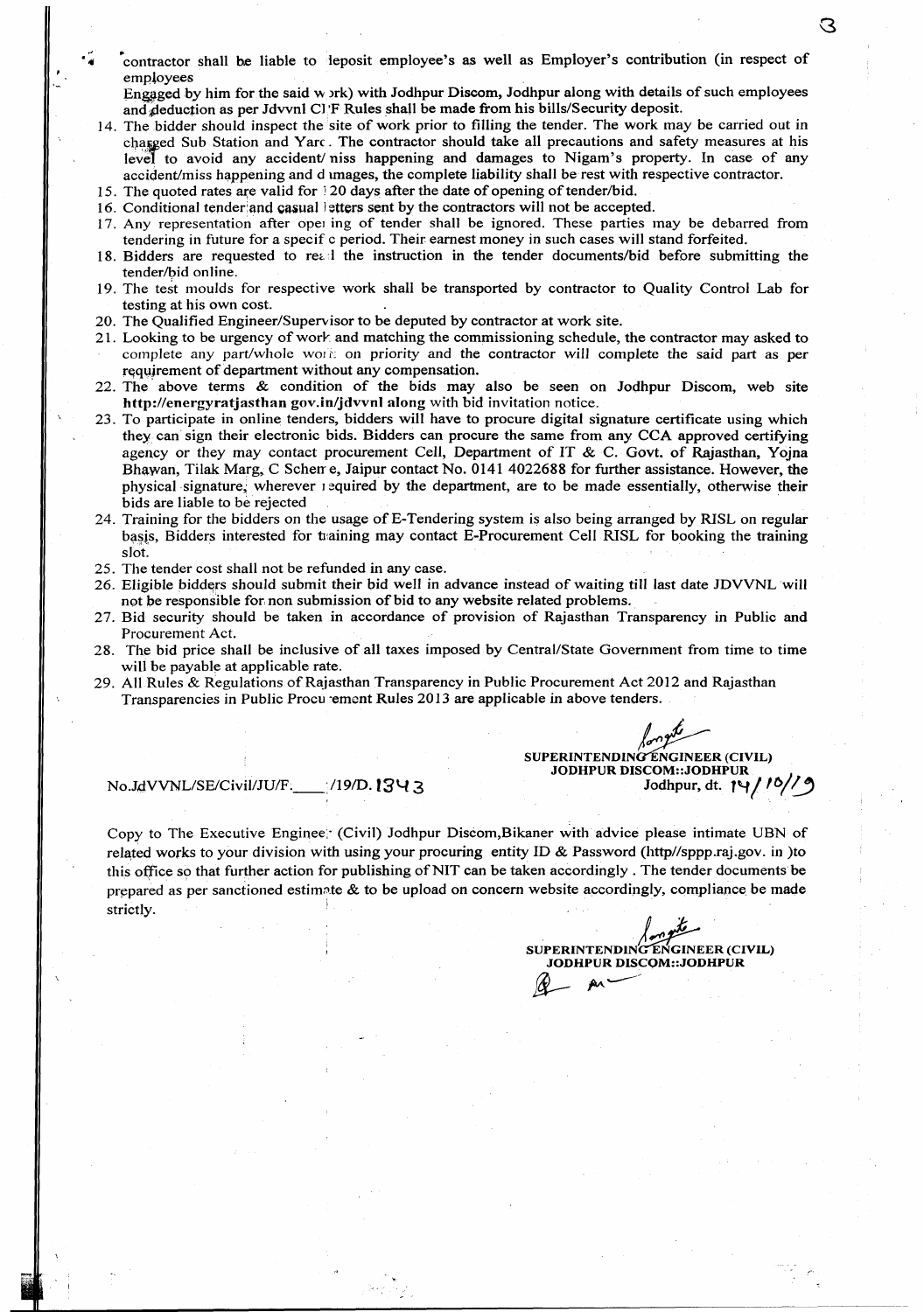contractor shall be liable to deposit employee's as well as Employer's contribution (in respect of employees Engaged by him for the said work) with Jodhpur Discom, Jodhpur along with details of such employees and deduction as per Jdvvnl CPF Rules shall be made from his bills/Security deposit.

14. The bidder should inspect the site of work prior to filling the tender. The work may be carried out in charged Sub Station and Yard. The contractor should take all precautions and safety measures at his level to avoid any accident/ miss happening and damages to Nigam's property. In case of any accident/miss happening and damages, the complete liability shall be rest with respective contractor.
15. The quoted rates are valid for 120 days after the date of opening of tender/bid.
16. Conditional tender and casual letters sent by the contractors will not be accepted.
17. Any representation after opening of tender shall be ignored. These parties may be debarred from tendering in future for a specific period. Their earnest money in such cases will stand forfeited.
18. Bidders are requested to read the instruction in the tender documents/bid before submitting the tender/bid online.
19. The test moulds for respective work shall be transported by contractor to Quality Control Lab for testing at his own cost.
20. The Qualified Engineer/Supervisor to be deputed by contractor at work site.
21. Looking to be urgency of work and matching the commissioning schedule, the contractor may asked to complete any part/whole work on priority and the contractor will complete the said part as per requirement of department without any compensation.
22. The above terms & condition of the bids may also be seen on Jodhpur Discom, web site **http://energyratjasthan gov.in/jdvvnl along** with bid invitation notice.
23. To participate in online tenders, bidders will have to procure digital signature certificate using which they can sign their electronic bids. Bidders can procure the same from any CCA approved certifying agency or they may contact procurement Cell, Department of IT & C. Govt. of Rajasthan, Yojna Bhawan, Tilak Marg, C Scheme, Jaipur contact No. 0141 4022688 for further assistance. However, the physical signature, wherever required by the department, are to be made essentially, otherwise their bids are liable to be rejected
24. Training for the bidders on the usage of E-Tendering system is also being arranged by RISL on regular basis, Bidders interested for training may contact E-Procurement Cell RISL for booking the training slot.
25. The tender cost shall not be refunded in any case.
26. Eligible bidders should submit their bid well in advance instead of waiting till last date JDVVNL will not be responsible for non submission of bid to any website related problems.
27. Bid security should be taken in accordance of provision of Rajasthan Transparency in Public and Procurement Act.
28. The bid price shall be inclusive of all taxes imposed by Central/State Government from time to time will be payable at applicable rate.
29. All Rules & Regulations of Rajasthan Transparency in Public Procurement Act 2012 and Rajasthan Transparencies in Public Procurement Rules 2013 are applicable in above tenders.

**SUPERINTENDING ENGINEER (CIVIL)**
**JODHPUR DISCOM::JODHPUR**

No.JdVVNL/SE/Civil/JU/F.____/19/D. 1343 Jodhpur, dt. 14/10/19

Copy to The Executive Engineer (Civil) Jodhpur Discom,Bikaner with advice please intimate UBN of related works to your division with using your procuring entity ID & Password (http//sppp.raj.gov. in )to this office so that further action for publishing of NIT can be taken accordingly . The tender documents be prepared as per sanctioned estimate & to be upload on concern website accordingly, compliance be made strictly.

**SUPERINTENDING ENGINEER (CIVIL)**
**JODHPUR DISCOM::JODHPUR**